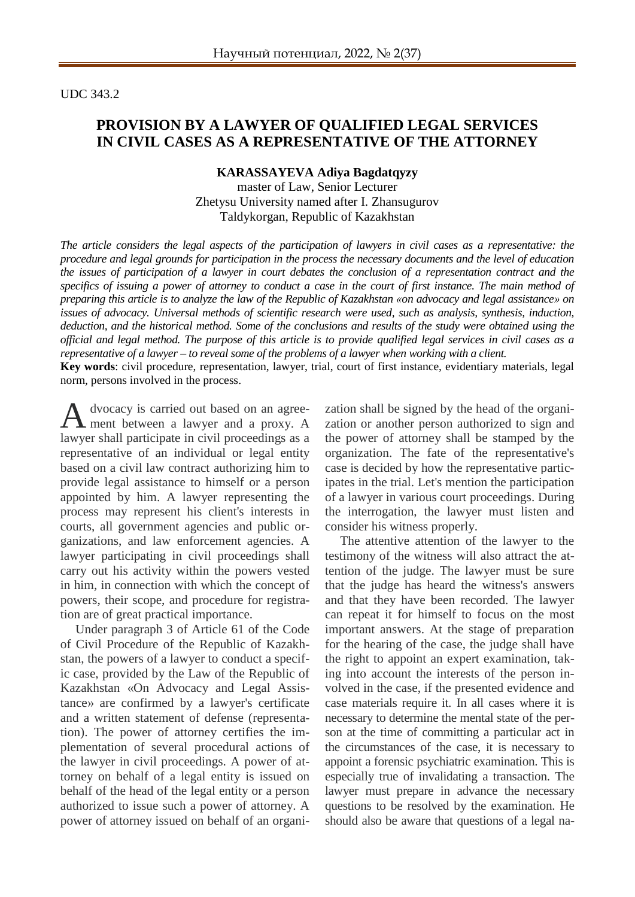UDC 343.2

# PROVISION BY A LAWYER OF QUALIFIED LEGAL SERVICES IN CIVIL CASES AS A REPRESENTATIVE OF THE ATTORNEY

**KARASSAYEVA Adiya Bagdatqyzy**

master of Law, Senior Lecturer
Zhetysu University named after I. Zhansugurov
Taldykorgan, Republic of Kazakhstan

*The article considers the legal aspects of the participation of lawyers in civil cases as a representative: the procedure and legal grounds for participation in the process the necessary documents and the level of education the issues of participation of a lawyer in court debates the conclusion of a representation contract and the specifics of issuing a power of attorney to conduct a case in the court of first instance. The main method of preparing this article is to analyze the law of the Republic of Kazakhstan «on advocacy and legal assistance» on issues of advocacy. Universal methods of scientific research were used, such as analysis, synthesis, induction, deduction, and the historical method. Some of the conclusions and results of the study were obtained using the official and legal method. The purpose of this article is to provide qualified legal services in civil cases as a representative of a lawyer – to reveal some of the problems of a lawyer when working with a client.*

**Key words**: civil procedure, representation, lawyer, trial, court of first instance, evidentiary materials, legal norm, persons involved in the process.

Advocacy is carried out based on an agreement between a lawyer and a proxy. A lawyer shall participate in civil proceedings as a representative of an individual or legal entity based on a civil law contract authorizing him to provide legal assistance to himself or a person appointed by him. A lawyer representing the process may represent his client's interests in courts, all government agencies and public organizations, and law enforcement agencies. A lawyer participating in civil proceedings shall carry out his activity within the powers vested in him, in connection with which the concept of powers, their scope, and procedure for registration are of great practical importance.

Under paragraph 3 of Article 61 of the Code of Civil Procedure of the Republic of Kazakhstan, the powers of a lawyer to conduct a specific case, provided by the Law of the Republic of Kazakhstan «On Advocacy and Legal Assistance» are confirmed by a lawyer's certificate and a written statement of defense (representation). The power of attorney certifies the implementation of several procedural actions of the lawyer in civil proceedings. A power of attorney on behalf of a legal entity is issued on behalf of the head of the legal entity or a person authorized to issue such a power of attorney. A power of attorney issued on behalf of an organization shall be signed by the head of the organization or another person authorized to sign and the power of attorney shall be stamped by the organization. The fate of the representative's case is decided by how the representative participates in the trial. Let's mention the participation of a lawyer in various court proceedings. During the interrogation, the lawyer must listen and consider his witness properly.

The attentive attention of the lawyer to the testimony of the witness will also attract the attention of the judge. The lawyer must be sure that the judge has heard the witness's answers and that they have been recorded. The lawyer can repeat it for himself to focus on the most important answers. At the stage of preparation for the hearing of the case, the judge shall have the right to appoint an expert examination, taking into account the interests of the person involved in the case, if the presented evidence and case materials require it. In all cases where it is necessary to determine the mental state of the person at the time of committing a particular act in the circumstances of the case, it is necessary to appoint a forensic psychiatric examination. This is especially true of invalidating a transaction. The lawyer must prepare in advance the necessary questions to be resolved by the examination. He should also be aware that questions of a legal na-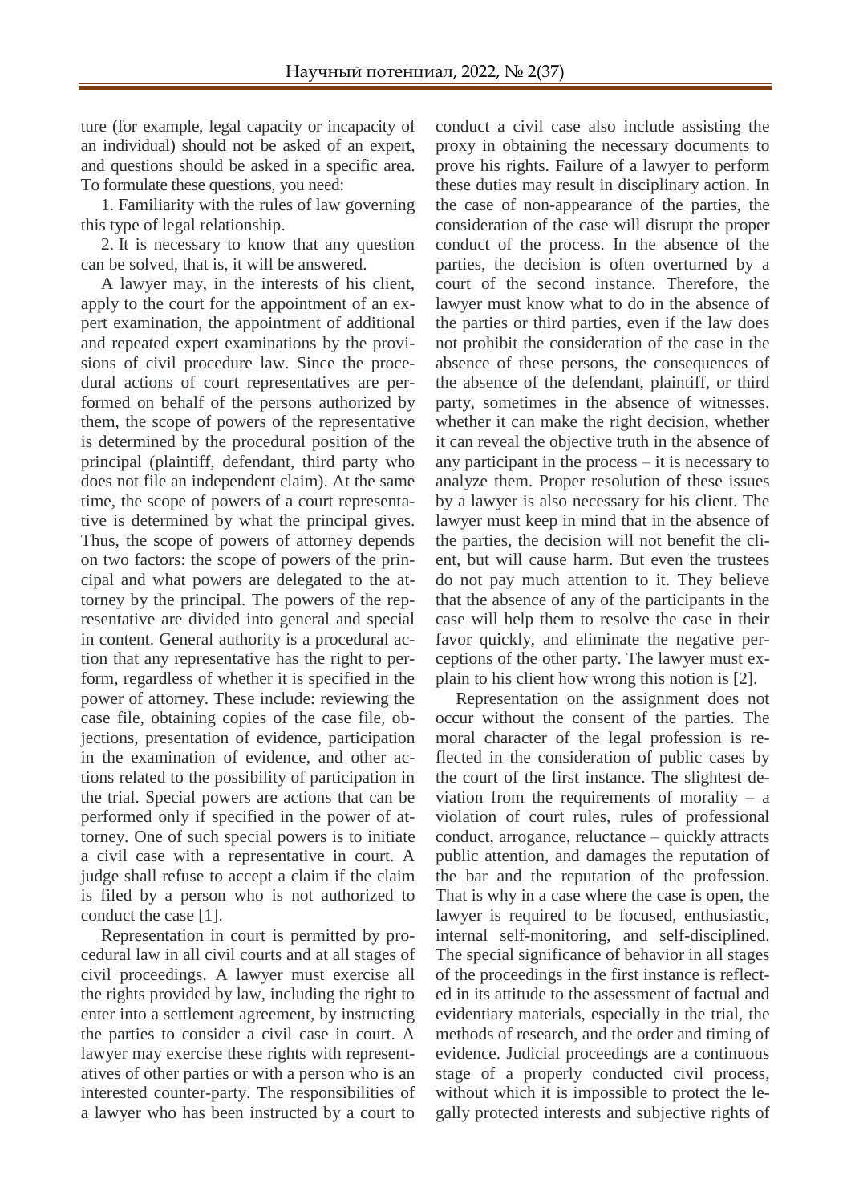ture (for example, legal capacity or incapacity of an individual) should not be asked of an expert, and questions should be asked in a specific area. To formulate these questions, you need:

1. Familiarity with the rules of law governing this type of legal relationship.

2. It is necessary to know that any question can be solved, that is, it will be answered.

A lawyer may, in the interests of his client, apply to the court for the appointment of an expert examination, the appointment of additional and repeated expert examinations by the provisions of civil procedure law. Since the procedural actions of court representatives are performed on behalf of the persons authorized by them, the scope of powers of the representative is determined by the procedural position of the principal (plaintiff, defendant, third party who does not file an independent claim). At the same time, the scope of powers of a court representative is determined by what the principal gives. Thus, the scope of powers of attorney depends on two factors: the scope of powers of the principal and what powers are delegated to the attorney by the principal. The powers of the representative are divided into general and special in content. General authority is a procedural action that any representative has the right to perform, regardless of whether it is specified in the power of attorney. These include: reviewing the case file, obtaining copies of the case file, objections, presentation of evidence, participation in the examination of evidence, and other actions related to the possibility of participation in the trial. Special powers are actions that can be performed only if specified in the power of attorney. One of such special powers is to initiate a civil case with a representative in court. A judge shall refuse to accept a claim if the claim is filed by a person who is not authorized to conduct the case [1].

Representation in court is permitted by procedural law in all civil courts and at all stages of civil proceedings. A lawyer must exercise all the rights provided by law, including the right to enter into a settlement agreement, by instructing the parties to consider a civil case in court. A lawyer may exercise these rights with representatives of other parties or with a person who is an interested counter-party. The responsibilities of a lawyer who has been instructed by a court to conduct a civil case also include assisting the proxy in obtaining the necessary documents to prove his rights. Failure of a lawyer to perform these duties may result in disciplinary action. In the case of non-appearance of the parties, the consideration of the case will disrupt the proper conduct of the process. In the absence of the parties, the decision is often overturned by a court of the second instance. Therefore, the lawyer must know what to do in the absence of the parties or third parties, even if the law does not prohibit the consideration of the case in the absence of these persons, the consequences of the absence of the defendant, plaintiff, or third party, sometimes in the absence of witnesses. whether it can make the right decision, whether it can reveal the objective truth in the absence of any participant in the process – it is necessary to analyze them. Proper resolution of these issues by a lawyer is also necessary for his client. The lawyer must keep in mind that in the absence of the parties, the decision will not benefit the client, but will cause harm. But even the trustees do not pay much attention to it. They believe that the absence of any of the participants in the case will help them to resolve the case in their favor quickly, and eliminate the negative perceptions of the other party. The lawyer must explain to his client how wrong this notion is [2].

Representation on the assignment does not occur without the consent of the parties. The moral character of the legal profession is reflected in the consideration of public cases by the court of the first instance. The slightest deviation from the requirements of morality – a violation of court rules, rules of professional conduct, arrogance, reluctance – quickly attracts public attention, and damages the reputation of the bar and the reputation of the profession. That is why in a case where the case is open, the lawyer is required to be focused, enthusiastic, internal self-monitoring, and self-disciplined. The special significance of behavior in all stages of the proceedings in the first instance is reflected in its attitude to the assessment of factual and evidentiary materials, especially in the trial, the methods of research, and the order and timing of evidence. Judicial proceedings are a continuous stage of a properly conducted civil process, without which it is impossible to protect the legally protected interests and subjective rights of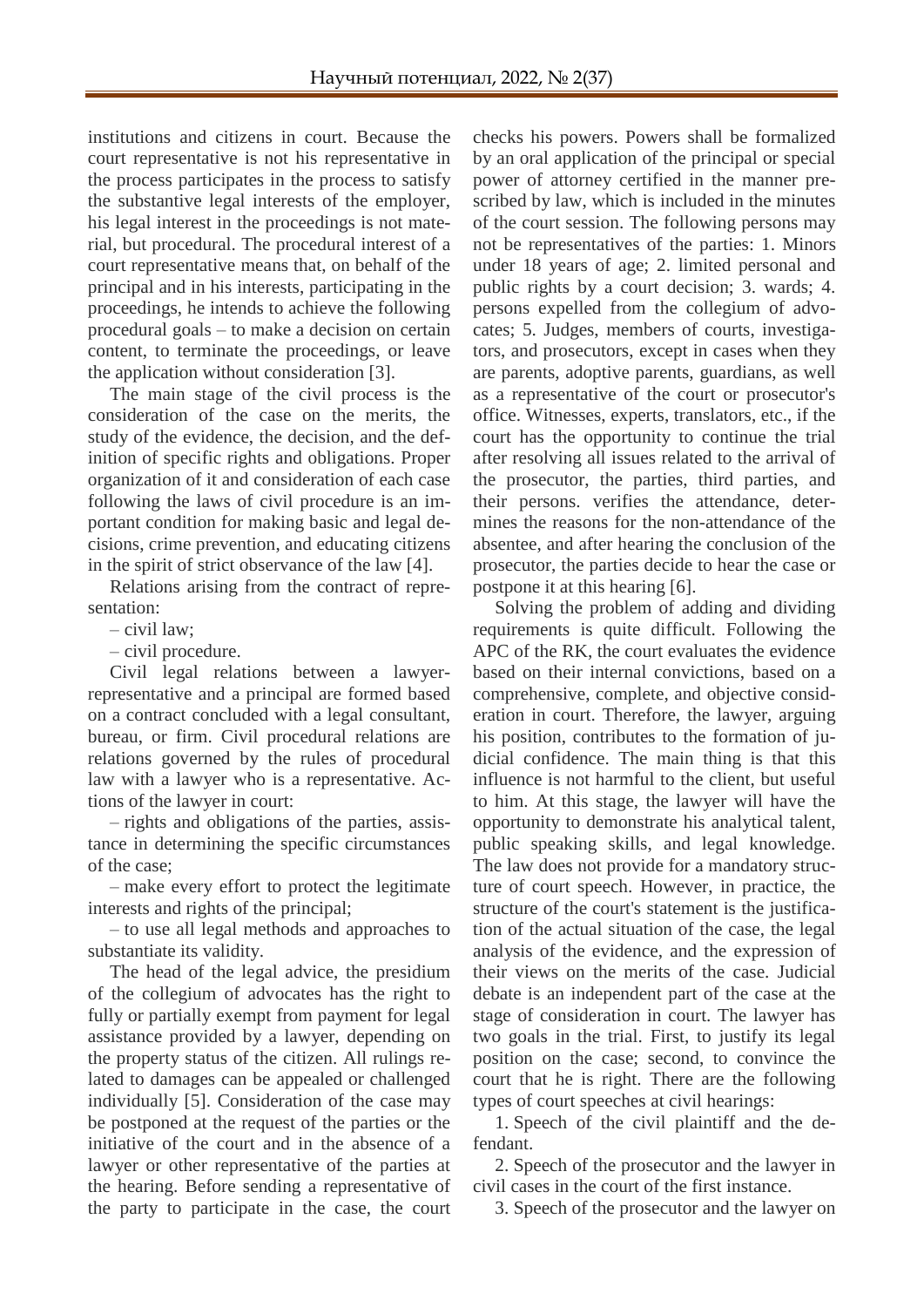institutions and citizens in court. Because the court representative is not his representative in the process participates in the process to satisfy the substantive legal interests of the employer, his legal interest in the proceedings is not material, but procedural. The procedural interest of a court representative means that, on behalf of the principal and in his interests, participating in the proceedings, he intends to achieve the following procedural goals – to make a decision on certain content, to terminate the proceedings, or leave the application without consideration [3].

The main stage of the civil process is the consideration of the case on the merits, the study of the evidence, the decision, and the definition of specific rights and obligations. Proper organization of it and consideration of each case following the laws of civil procedure is an important condition for making basic and legal decisions, crime prevention, and educating citizens in the spirit of strict observance of the law [4].

Relations arising from the contract of representation:

– civil law;

– civil procedure.

Civil legal relations between a lawyer-representative and a principal are formed based on a contract concluded with a legal consultant, bureau, or firm. Civil procedural relations are relations governed by the rules of procedural law with a lawyer who is a representative. Actions of the lawyer in court:

– rights and obligations of the parties, assistance in determining the specific circumstances of the case;

– make every effort to protect the legitimate interests and rights of the principal;

– to use all legal methods and approaches to substantiate its validity.

The head of the legal advice, the presidium of the collegium of advocates has the right to fully or partially exempt from payment for legal assistance provided by a lawyer, depending on the property status of the citizen. All rulings related to damages can be appealed or challenged individually [5]. Consideration of the case may be postponed at the request of the parties or the initiative of the court and in the absence of a lawyer or other representative of the parties at the hearing. Before sending a representative of the party to participate in the case, the court checks his powers. Powers shall be formalized by an oral application of the principal or special power of attorney certified in the manner prescribed by law, which is included in the minutes of the court session. The following persons may not be representatives of the parties: 1. Minors under 18 years of age; 2. limited personal and public rights by a court decision; 3. wards; 4. persons expelled from the collegium of advocates; 5. Judges, members of courts, investigators, and prosecutors, except in cases when they are parents, adoptive parents, guardians, as well as a representative of the court or prosecutor's office. Witnesses, experts, translators, etc., if the court has the opportunity to continue the trial after resolving all issues related to the arrival of the prosecutor, the parties, third parties, and their persons. verifies the attendance, determines the reasons for the non-attendance of the absentee, and after hearing the conclusion of the prosecutor, the parties decide to hear the case or postpone it at this hearing [6].

Solving the problem of adding and dividing requirements is quite difficult. Following the APC of the RK, the court evaluates the evidence based on their internal convictions, based on a comprehensive, complete, and objective consideration in court. Therefore, the lawyer, arguing his position, contributes to the formation of judicial confidence. The main thing is that this influence is not harmful to the client, but useful to him. At this stage, the lawyer will have the opportunity to demonstrate his analytical talent, public speaking skills, and legal knowledge. The law does not provide for a mandatory structure of court speech. However, in practice, the structure of the court's statement is the justification of the actual situation of the case, the legal analysis of the evidence, and the expression of their views on the merits of the case. Judicial debate is an independent part of the case at the stage of consideration in court. The lawyer has two goals in the trial. First, to justify its legal position on the case; second, to convince the court that he is right. There are the following types of court speeches at civil hearings:

1. Speech of the civil plaintiff and the defendant.

2. Speech of the prosecutor and the lawyer in civil cases in the court of the first instance.

3. Speech of the prosecutor and the lawyer on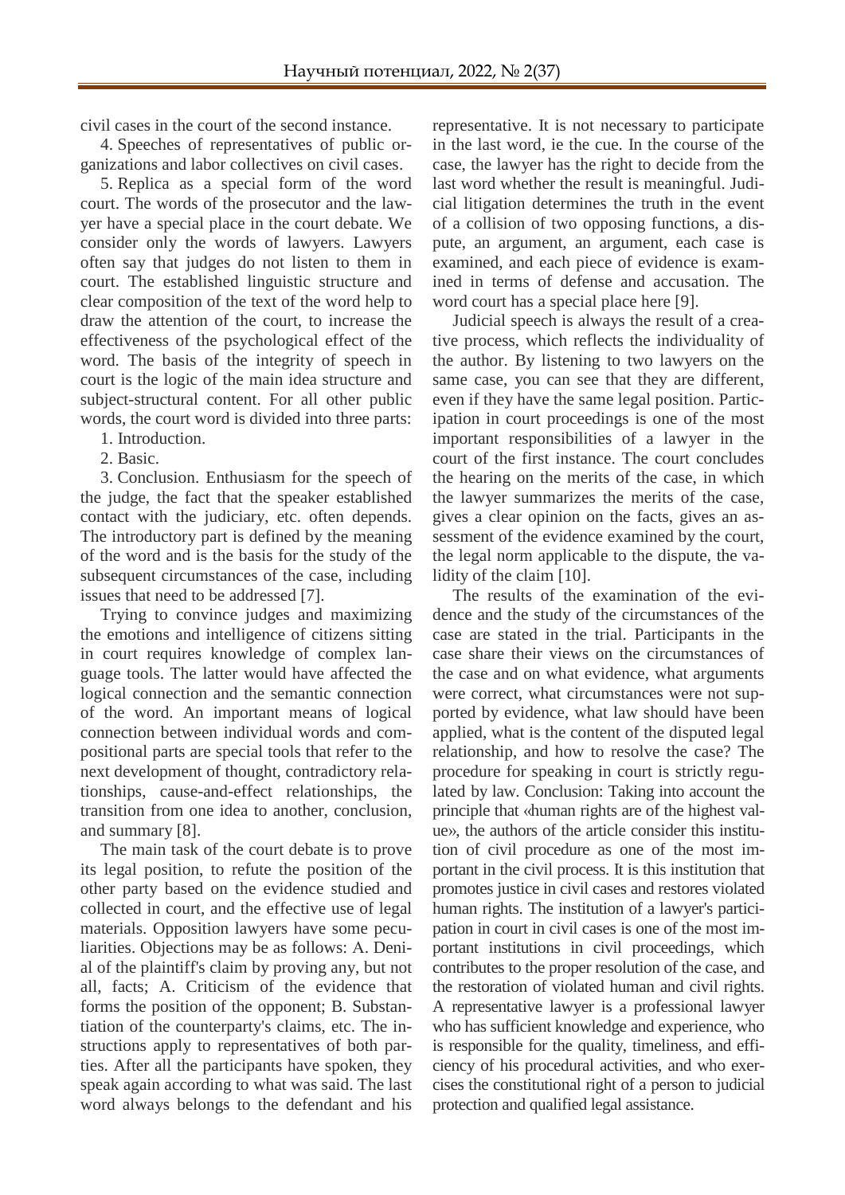civil cases in the court of the second instance.

4. Speeches of representatives of public organizations and labor collectives on civil cases.

5. Replica as a special form of the word court. The words of the prosecutor and the lawyer have a special place in the court debate. We consider only the words of lawyers. Lawyers often say that judges do not listen to them in court. The established linguistic structure and clear composition of the text of the word help to draw the attention of the court, to increase the effectiveness of the psychological effect of the word. The basis of the integrity of speech in court is the logic of the main idea structure and subject-structural content. For all other public words, the court word is divided into three parts:

1. Introduction.

2. Basic.

3. Conclusion. Enthusiasm for the speech of the judge, the fact that the speaker established contact with the judiciary, etc. often depends. The introductory part is defined by the meaning of the word and is the basis for the study of the subsequent circumstances of the case, including issues that need to be addressed [7].

Trying to convince judges and maximizing the emotions and intelligence of citizens sitting in court requires knowledge of complex language tools. The latter would have affected the logical connection and the semantic connection of the word. An important means of logical connection between individual words and compositional parts are special tools that refer to the next development of thought, contradictory relationships, cause-and-effect relationships, the transition from one idea to another, conclusion, and summary [8].

The main task of the court debate is to prove its legal position, to refute the position of the other party based on the evidence studied and collected in court, and the effective use of legal materials. Opposition lawyers have some peculiarities. Objections may be as follows: A. Denial of the plaintiff's claim by proving any, but not all, facts; A. Criticism of the evidence that forms the position of the opponent; B. Substantiation of the counterparty's claims, etc. The instructions apply to representatives of both parties. After all the participants have spoken, they speak again according to what was said. The last word always belongs to the defendant and his representative. It is not necessary to participate in the last word, ie the cue. In the course of the case, the lawyer has the right to decide from the last word whether the result is meaningful. Judicial litigation determines the truth in the event of a collision of two opposing functions, a dispute, an argument, an argument, each case is examined, and each piece of evidence is examined in terms of defense and accusation. The word court has a special place here [9].

Judicial speech is always the result of a creative process, which reflects the individuality of the author. By listening to two lawyers on the same case, you can see that they are different, even if they have the same legal position. Participation in court proceedings is one of the most important responsibilities of a lawyer in the court of the first instance. The court concludes the hearing on the merits of the case, in which the lawyer summarizes the merits of the case, gives a clear opinion on the facts, gives an assessment of the evidence examined by the court, the legal norm applicable to the dispute, the validity of the claim [10].

The results of the examination of the evidence and the study of the circumstances of the case are stated in the trial. Participants in the case share their views on the circumstances of the case and on what evidence, what arguments were correct, what circumstances were not supported by evidence, what law should have been applied, what is the content of the disputed legal relationship, and how to resolve the case? The procedure for speaking in court is strictly regulated by law. Conclusion: Taking into account the principle that «human rights are of the highest value», the authors of the article consider this institution of civil procedure as one of the most important in the civil process. It is this institution that promotes justice in civil cases and restores violated human rights. The institution of a lawyer's participation in court in civil cases is one of the most important institutions in civil proceedings, which contributes to the proper resolution of the case, and the restoration of violated human and civil rights. A representative lawyer is a professional lawyer who has sufficient knowledge and experience, who is responsible for the quality, timeliness, and efficiency of his procedural activities, and who exercises the constitutional right of a person to judicial protection and qualified legal assistance.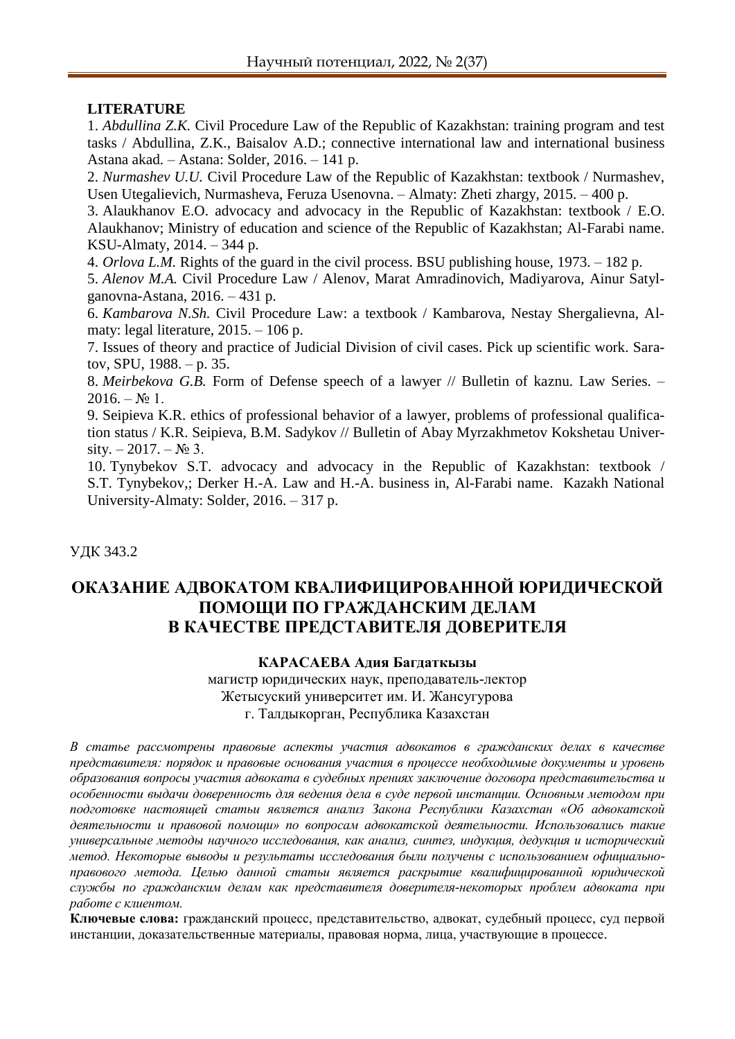**LITERATURE**

1. *Abdullina Z.K.* Civil Procedure Law of the Republic of Kazakhstan: training program and test tasks / Abdullina, Z.K., Baisalov A.D.; connective international law and international business Astana akad. – Astana: Solder, 2016. – 141 p.
2. *Nurmashev U.U.* Civil Procedure Law of the Republic of Kazakhstan: textbook / Nurmashev, Usen Utegalievich, Nurmasheva, Feruza Usenovna. – Almaty: Zheti zhargy, 2015. – 400 p.
3. Alaukhanov E.O. advocacy and advocacy in the Republic of Kazakhstan: textbook / E.O. Alaukhanov; Ministry of education and science of the Republic of Kazakhstan; Al-Farabi name. KSU-Almaty, 2014. – 344 p.
4. *Orlova L.M.* Rights of the guard in the civil process. BSU publishing house, 1973. – 182 p.
5. *Alenov M.A.* Civil Procedure Law / Alenov, Marat Amradinovich, Madiyarova, Ainur Satylganovna-Astana, 2016. – 431 p.
6. *Kambarova N.Sh.* Civil Procedure Law: a textbook / Kambarova, Nestay Shergalievna, Almaty: legal literature, 2015. – 106 p.
7. Issues of theory and practice of Judicial Division of civil cases. Pick up scientific work. Saratov, SPU, 1988. – p. 35.
8. *Meirbekova G.B.* Form of Defense speech of a lawyer // Bulletin of kaznu. Law Series. – 2016. – № 1.
9. Seipieva K.R. ethics of professional behavior of a lawyer, problems of professional qualification status / K.R. Seipieva, B.M. Sadykov // Bulletin of Abay Myrzakhmetov Kokshetau University. – 2017. – № 3.
10. Tynybekov S.T. advocacy and advocacy in the Republic of Kazakhstan: textbook / S.T. Tynybekov,; Derker H.-A. Law and H.-A. business in, Al-Farabi name. Kazakh National University-Almaty: Solder, 2016. – 317 p.

УДК 343.2

# ОКАЗАНИЕ АДВОКАТОМ КВАЛИФИЦИРОВАННОЙ ЮРИДИЧЕСКОЙ ПОМОЩИ ПО ГРАЖДАНСКИМ ДЕЛАМ В КАЧЕСТВЕ ПРЕДСТАВИТЕЛЯ ДОВЕРИТЕЛЯ

**КАРАСАЕВА Адия Багдаткызы**

магистр юридических наук, преподаватель-лектор
Жетысуский университет им. И. Жансугурова
г. Талдыкорган, Республика Казахстан

*В статье рассмотрены правовые аспекты участия адвокатов в гражданских делах в качестве представителя: порядок и правовые основания участия в процессе необходимые документы и уровень образования вопросы участия адвоката в судебных прениях заключение договора представительства и особенности выдачи доверенность для ведения дела в суде первой инстанции. Основным методом при подготовке настоящей статьи является анализ Закона Республики Казахстан «Об адвокатской деятельности и правовой помощи» по вопросам адвокатской деятельности. Использовались такие универсальные методы научного исследования, как анализ, синтез, индукция, дедукция и исторический метод. Некоторые выводы и результаты исследования были получены с использованием официально-правового метода. Целью данной статьи является раскрытие квалифицированной юридической службы по гражданским делам как представителя доверителя-некоторых проблем адвоката при работе с клиентом.*

**Ключевые слова:** гражданский процесс, представительство, адвокат, судебный процесс, суд первой инстанции, доказательственные материалы, правовая норма, лица, участвующие в процессе.